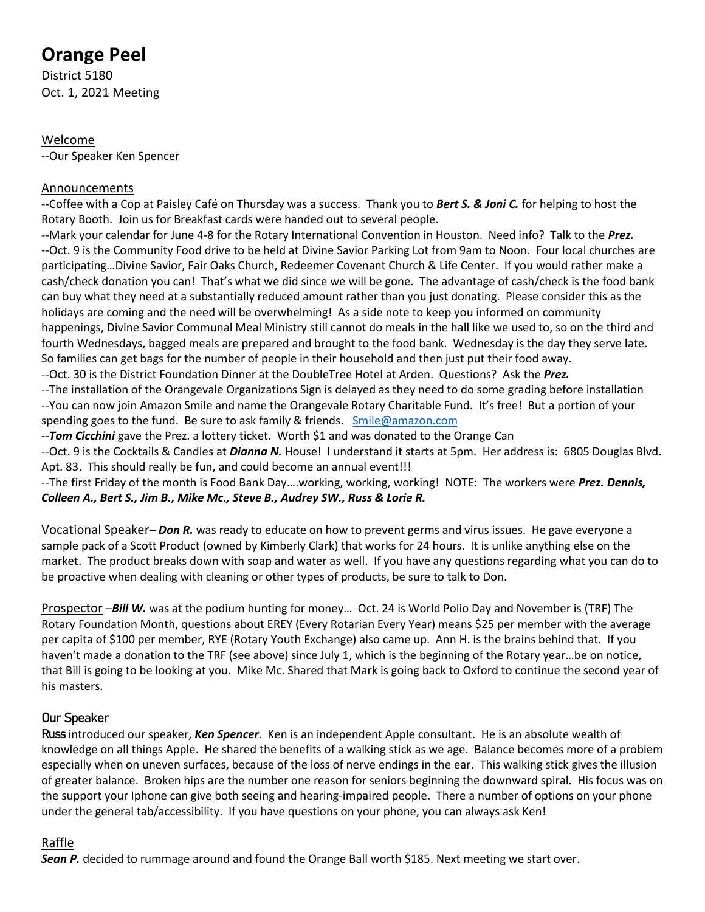# Orange Peel

District 5180
Oct. 1, 2021 Meeting

Welcome

--Our Speaker Ken Spencer

Announcements

--Coffee with a Cop at Paisley Café on Thursday was a success. Thank you to ***Bert S. & Joni C.*** for helping to host the Rotary Booth. Join us for Breakfast cards were handed out to several people.
--Mark your calendar for June 4-8 for the Rotary International Convention in Houston. Need info? Talk to the ***Prez.***
--Oct. 9 is the Community Food drive to be held at Divine Savior Parking Lot from 9am to Noon. Four local churches are participating…Divine Savior, Fair Oaks Church, Redeemer Covenant Church & Life Center. If you would rather make a cash/check donation you can! That's what we did since we will be gone. The advantage of cash/check is the food bank can buy what they need at a substantially reduced amount rather than you just donating. Please consider this as the holidays are coming and the need will be overwhelming! As a side note to keep you informed on community happenings, Divine Savior Communal Meal Ministry still cannot do meals in the hall like we used to, so on the third and fourth Wednesdays, bagged meals are prepared and brought to the food bank. Wednesday is the day they serve late. So families can get bags for the number of people in their household and then just put their food away.
--Oct. 30 is the District Foundation Dinner at the DoubleTree Hotel at Arden. Questions? Ask the ***Prez.***
--The installation of the Orangevale Organizations Sign is delayed as they need to do some grading before installation
--You can now join Amazon Smile and name the Orangevale Rotary Charitable Fund. It's free! But a portion of your spending goes to the fund. Be sure to ask family & friends. Smile@amazon.com
--***Tom Cicchini*** gave the Prez. a lottery ticket. Worth $1 and was donated to the Orange Can
--Oct. 9 is the Cocktails & Candles at ***Dianna N.*** House! I understand it starts at 5pm. Her address is: 6805 Douglas Blvd. Apt. 83. This should really be fun, and could become an annual event!!!
--The first Friday of the month is Food Bank Day….working, working, working! NOTE: The workers were ***Prez. Dennis, Colleen A., Bert S., Jim B., Mike Mc., Steve B., Audrey SW., Russ & Lorie R.***

Vocational Speaker– ***Don R.*** was ready to educate on how to prevent germs and virus issues. He gave everyone a sample pack of a Scott Product (owned by Kimberly Clark) that works for 24 hours. It is unlike anything else on the market. The product breaks down with soap and water as well. If you have any questions regarding what you can do to be proactive when dealing with cleaning or other types of products, be sure to talk to Don.

Prospector –***Bill W.*** was at the podium hunting for money… Oct. 24 is World Polio Day and November is (TRF) The Rotary Foundation Month, questions about EREY (Every Rotarian Every Year) means $25 per member with the average per capita of $100 per member, RYE (Rotary Youth Exchange) also came up. Ann H. is the brains behind that. If you haven't made a donation to the TRF (see above) since July 1, which is the beginning of the Rotary year…be on notice, that Bill is going to be looking at you. Mike Mc. Shared that Mark is going back to Oxford to continue the second year of his masters.

## Our Speaker

**Russ** introduced our speaker, ***Ken Spencer***. Ken is an independent Apple consultant. He is an absolute wealth of knowledge on all things Apple. He shared the benefits of a walking stick as we age. Balance becomes more of a problem especially when on uneven surfaces, because of the loss of nerve endings in the ear. This walking stick gives the illusion of greater balance. Broken hips are the number one reason for seniors beginning the downward spiral. His focus was on the support your Iphone can give both seeing and hearing-impaired people. There a number of options on your phone under the general tab/accessibility. If you have questions on your phone, you can always ask Ken!

Raffle

***Sean P.*** decided to rummage around and found the Orange Ball worth $185. Next meeting we start over.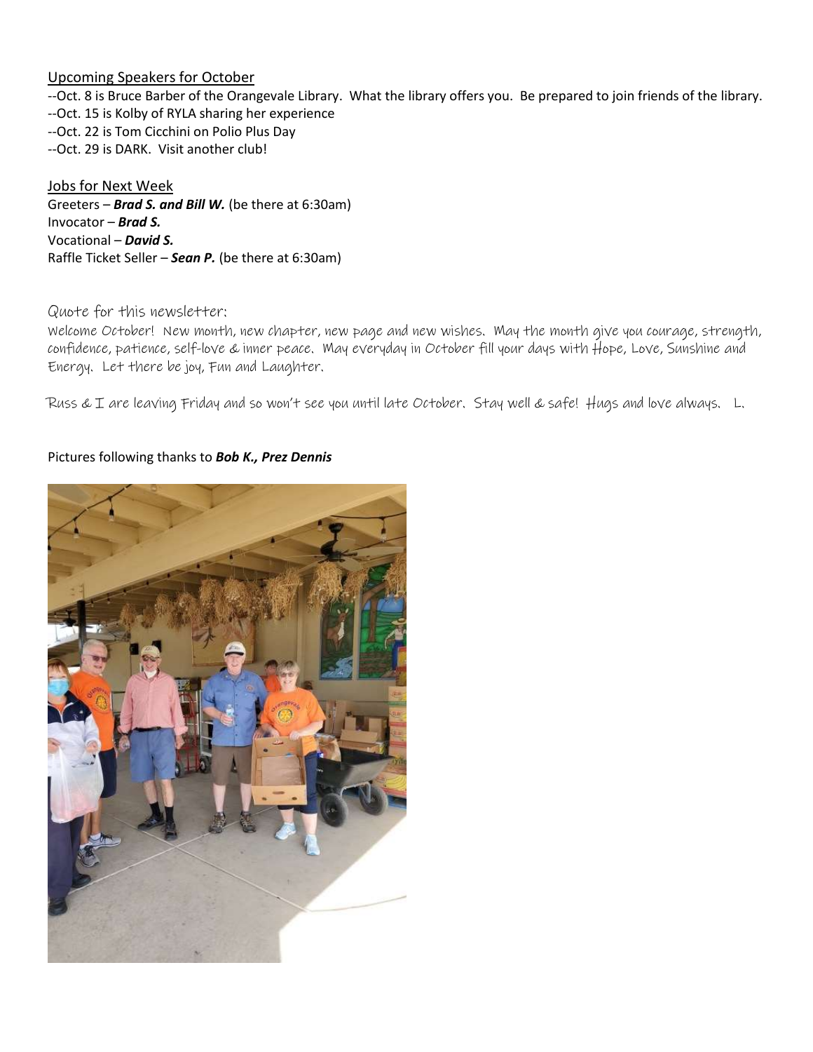Upcoming Speakers for October

--Oct. 8 is Bruce Barber of the Orangevale Library. What the library offers you. Be prepared to join friends of the library.
--Oct. 15 is Kolby of RYLA sharing her experience
--Oct. 22 is Tom Cicchini on Polio Plus Day
--Oct. 29 is DARK. Visit another club!

Jobs for Next Week

Greeters – ***Brad S. and Bill W.*** (be there at 6:30am)
Invocator – ***Brad S.***
Vocational – ***David S.***
Raffle Ticket Seller – ***Sean P.*** (be there at 6:30am)

Quote for this newsletter:

Welcome October! New month, new chapter, new page and new wishes. May the month give you courage, strength, confidence, patience, self-love & inner peace. May everyday in October fill your days with Hope, Love, Sunshine and Energy. Let there be joy, Fun and Laughter.

Russ & I are leaving Friday and so won't see you until late October. Stay well & safe! Hugs and love always. L.

Pictures following thanks to ***Bob K., Prez Dennis***